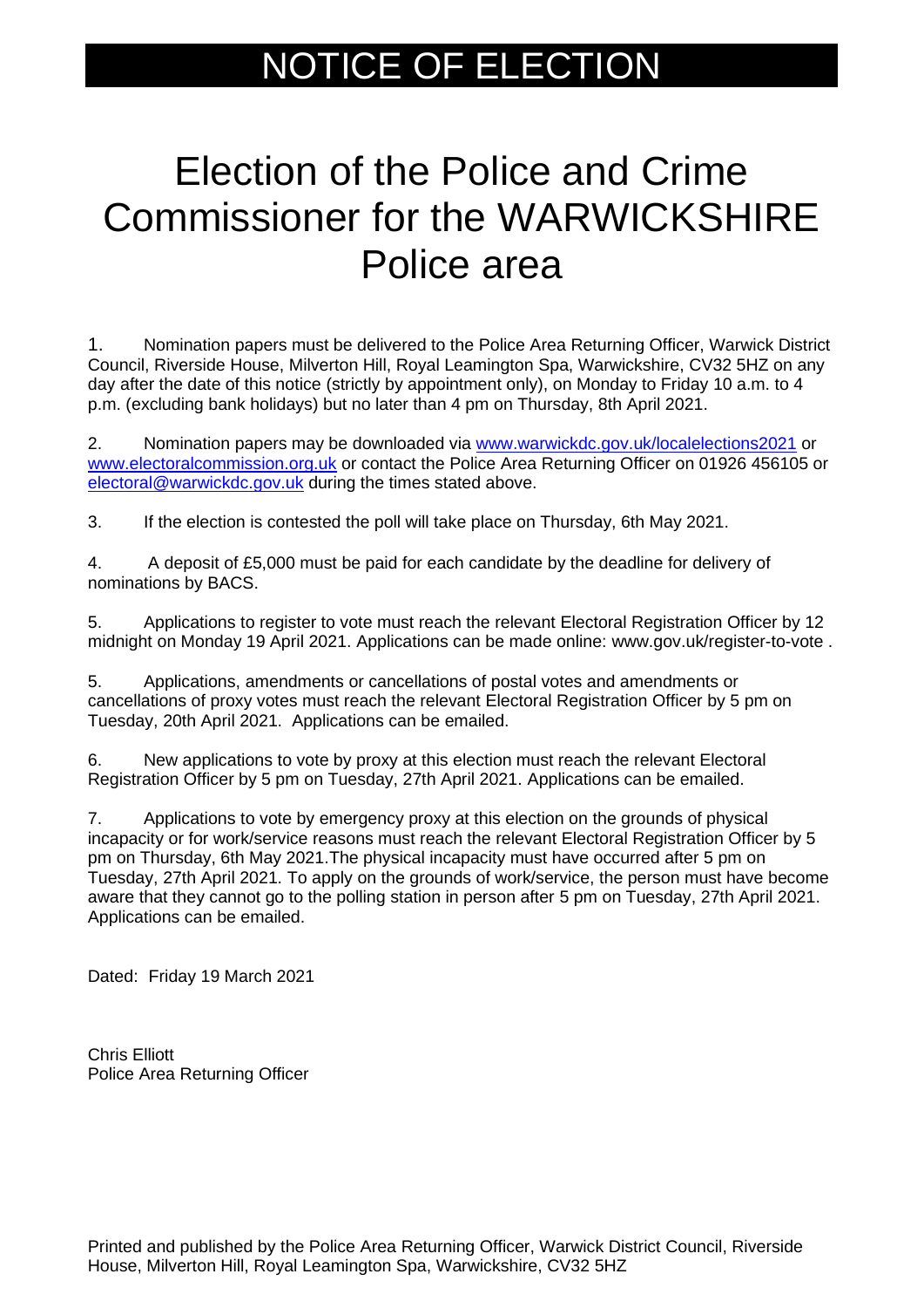# NOTICE OF ELECTION

## Election of the Police and Crime Commissioner for the WARWICKSHIRE Police area

1. Nomination papers must be delivered to the Police Area Returning Officer, Warwick District Council, Riverside House, Milverton Hill, Royal Leamington Spa, Warwickshire, CV32 5HZ on any day after the date of this notice (strictly by appointment only), on Monday to Friday 10 a.m. to 4 p.m. (excluding bank holidays) but no later than 4 pm on Thursday, 8th April 2021.

2. Nomination papers may be downloaded via www.warwickdc.gov.uk/localelections2021 or www.electoralcommission.org.uk or contact the Police Area Returning Officer on 01926 456105 or electoral@warwickdc.gov.uk during the times stated above.

3. If the election is contested the poll will take place on Thursday, 6th May 2021.

4. A deposit of £5,000 must be paid for each candidate by the deadline for delivery of nominations by BACS.

5. Applications to register to vote must reach the relevant Electoral Registration Officer by 12 midnight on Monday 19 April 2021. Applications can be made online: www.gov.uk/register-to-vote .

5. Applications, amendments or cancellations of postal votes and amendments or cancellations of proxy votes must reach the relevant Electoral Registration Officer by 5 pm on Tuesday, 20th April 2021. Applications can be emailed.

6. New applications to vote by proxy at this election must reach the relevant Electoral Registration Officer by 5 pm on Tuesday, 27th April 2021. Applications can be emailed.

7. Applications to vote by emergency proxy at this election on the grounds of physical incapacity or for work/service reasons must reach the relevant Electoral Registration Officer by 5 pm on Thursday, 6th May 2021.The physical incapacity must have occurred after 5 pm on Tuesday, 27th April 2021. To apply on the grounds of work/service, the person must have become aware that they cannot go to the polling station in person after 5 pm on Tuesday, 27th April 2021. Applications can be emailed.

Dated: Friday 19 March 2021

Chris Elliott
Police Area Returning Officer

Printed and published by the Police Area Returning Officer, Warwick District Council, Riverside House, Milverton Hill, Royal Leamington Spa, Warwickshire, CV32 5HZ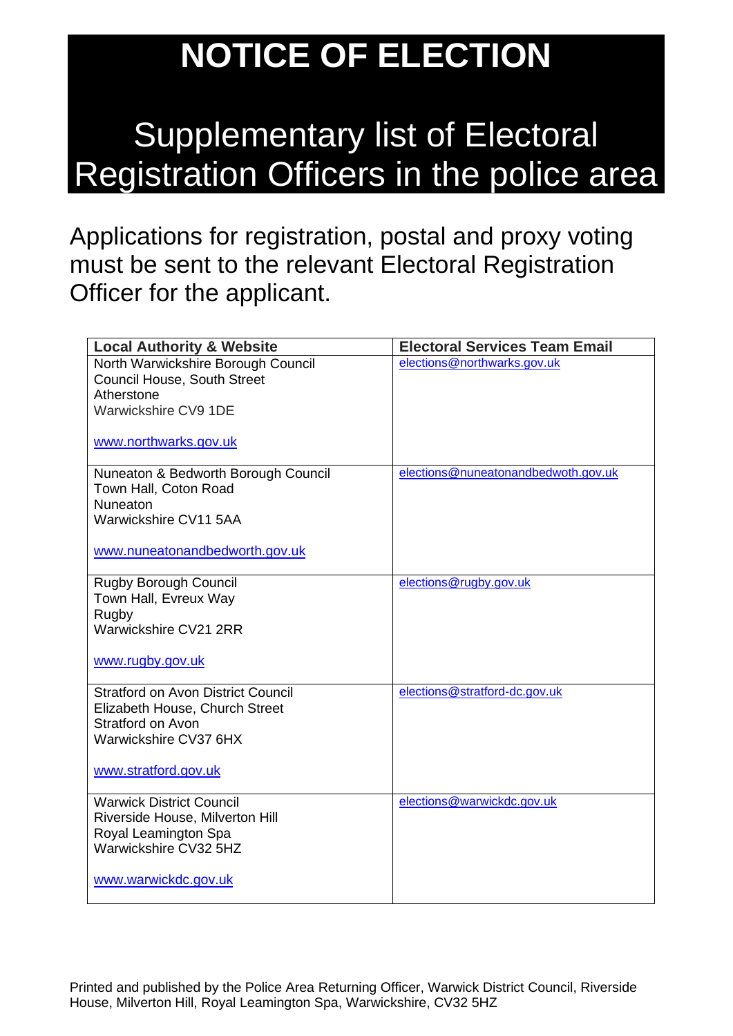# NOTICE OF ELECTION

## Supplementary list of Electoral Registration Officers in the police area

Applications for registration, postal and proxy voting must be sent to the relevant Electoral Registration Officer for the applicant.

| Local Authority & Website | Electoral Services Team Email |
| --- | --- |
| North Warwickshire Borough Council<br>Council House, South Street<br>Atherstone<br>Warwickshire CV9 1DE<br><br>www.northwarks.gov.uk | elections@northwarks.gov.uk |
| Nuneaton & Bedworth Borough Council<br>Town Hall, Coton Road<br>Nuneaton<br>Warwickshire CV11 5AA<br><br>www.nuneatonandbedworth.gov.uk | elections@nuneatonandbedwoth.gov.uk |
| Rugby Borough Council<br>Town Hall, Evreux Way<br>Rugby<br>Warwickshire CV21 2RR<br><br>www.rugby.gov.uk | elections@rugby.gov.uk |
| Stratford on Avon District Council<br>Elizabeth House, Church Street<br>Stratford on Avon<br>Warwickshire CV37 6HX<br><br>www.stratford.gov.uk | elections@stratford-dc.gov.uk |
| Warwick District Council<br>Riverside House, Milverton Hill<br>Royal Leamington Spa<br>Warwickshire CV32 5HZ<br><br>www.warwickdc.gov.uk | elections@warwickdc.gov.uk |

Printed and published by the Police Area Returning Officer, Warwick District Council, Riverside House, Milverton Hill, Royal Leamington Spa, Warwickshire, CV32 5HZ